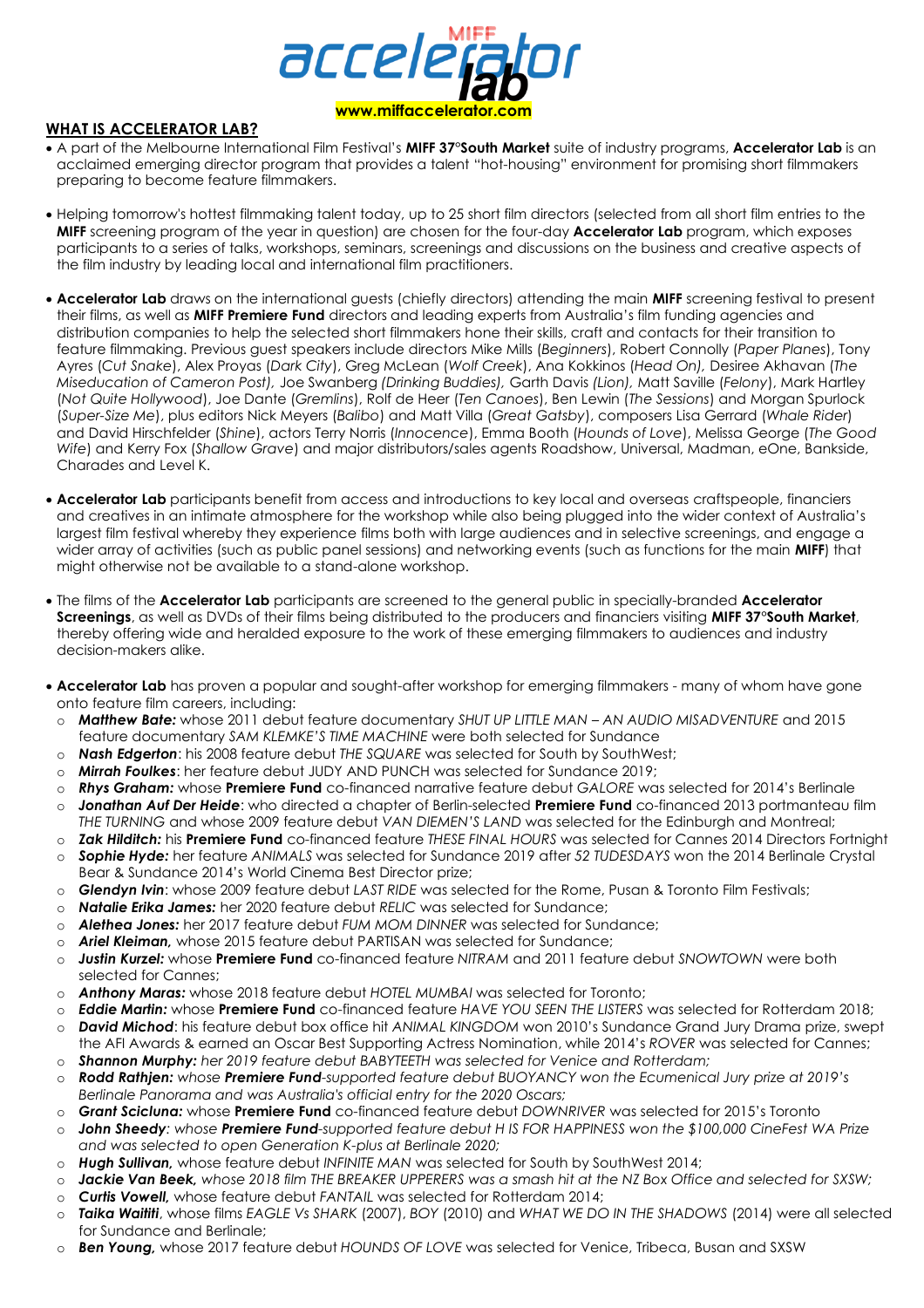MIFF accelerator lab

**www.miffaccelerator.com**

## WHAT IS ACCELERATOR LAB?

- A part of the Melbourne International Film Festival's **MIFF 37°South Market** suite of industry programs, **Accelerator Lab** is an acclaimed emerging director program that provides a talent "hot-housing" environment for promising short filmmakers preparing to become feature filmmakers.

- Helping tomorrow's hottest filmmaking talent today, up to 25 short film directors (selected from all short film entries to the **MIFF** screening program of the year in question) are chosen for the four-day **Accelerator Lab** program, which exposes participants to a series of talks, workshops, seminars, screenings and discussions on the business and creative aspects of the film industry by leading local and international film practitioners.

- **Accelerator Lab** draws on the international guests (chiefly directors) attending the main **MIFF** screening festival to present their films, as well as **MIFF Premiere Fund** directors and leading experts from Australia's film funding agencies and distribution companies to help the selected short filmmakers hone their skills, craft and contacts for their transition to feature filmmaking. Previous guest speakers include directors Mike Mills (*Beginners*), Robert Connolly (*Paper Planes*), Tony Ayres (*Cut Snake*), Alex Proyas (*Dark City*), Greg McLean (*Wolf Creek*), Ana Kokkinos (*Head On),* Desiree Akhavan (*The Miseducation of Cameron Post),* Joe Swanberg *(Drinking Buddies),* Garth Davis *(Lion),* Matt Saville (*Felony*), Mark Hartley (*Not Quite Hollywood*), Joe Dante (*Gremlins*), Rolf de Heer (*Ten Canoes*), Ben Lewin (*The Sessions*) and Morgan Spurlock (*Super-Size Me*), plus editors Nick Meyers (*Balibo*) and Matt Villa (*Great Gatsby*), composers Lisa Gerrard (*Whale Rider*) and David Hirschfelder (*Shine*), actors Terry Norris (*Innocence*), Emma Booth (*Hounds of Love*), Melissa George (*The Good Wife*) and Kerry Fox (*Shallow Grave*) and major distributors/sales agents Roadshow, Universal, Madman, eOne, Bankside, Charades and Level K.

- **Accelerator Lab** participants benefit from access and introductions to key local and overseas craftspeople, financiers and creatives in an intimate atmosphere for the workshop while also being plugged into the wider context of Australia's largest film festival whereby they experience films both with large audiences and in selective screenings, and engage a wider array of activities (such as public panel sessions) and networking events (such as functions for the main **MIFF**) that might otherwise not be available to a stand-alone workshop.

- The films of the **Accelerator Lab** participants are screened to the general public in specially-branded **Accelerator Screenings**, as well as DVDs of their films being distributed to the producers and financiers visiting **MIFF 37°South Market**, thereby offering wide and heralded exposure to the work of these emerging filmmakers to audiences and industry decision-makers alike.

- **Accelerator Lab** has proven a popular and sought-after workshop for emerging filmmakers - many of whom have gone onto feature film careers, including:
  - ***Matthew Bate:*** whose 2011 debut feature documentary *SHUT UP LITTLE MAN – AN AUDIO MISADVENTURE* and 2015 feature documentary *SAM KLEMKE'S TIME MACHINE* were both selected for Sundance
  - ***Nash Edgerton***: his 2008 feature debut *THE SQUARE* was selected for South by SouthWest;
  - ***Mirrah Foulkes***: her feature debut JUDY AND PUNCH was selected for Sundance 2019;
  - ***Rhys Graham:*** whose **Premiere Fund** co-financed narrative feature debut *GALORE* was selected for 2014's Berlinale
  - ***Jonathan Auf Der Heide***: who directed a chapter of Berlin-selected **Premiere Fund** co-financed 2013 portmanteau film *THE TURNING* and whose 2009 feature debut *VAN DIEMEN'S LAND* was selected for the Edinburgh and Montreal;
  - ***Zak Hilditch:*** his **Premiere Fund** co-financed feature *THESE FINAL HOURS* was selected for Cannes 2014 Directors Fortnight
  - ***Sophie Hyde:*** her feature *ANIMALS* was selected for Sundance 2019 after *52 TUDESDAYS* won the 2014 Berlinale Crystal Bear & Sundance 2014's World Cinema Best Director prize;
  - ***Glendyn Ivin***: whose 2009 feature debut *LAST RIDE* was selected for the Rome, Pusan & Toronto Film Festivals;
  - ***Natalie Erika James:*** her 2020 feature debut *RELIC* was selected for Sundance;
  - ***Alethea Jones:*** her 2017 feature debut *FUM MOM DINNER* was selected for Sundance;
  - ***Ariel Kleiman,*** whose 2015 feature debut PARTISAN was selected for Sundance;
  - ***Justin Kurzel:*** whose **Premiere Fund** co-financed feature *NITRAM* and 2011 feature debut *SNOWTOWN* were both selected for Cannes;
  - ***Anthony Maras:*** whose 2018 feature debut *HOTEL MUMBAI* was selected for Toronto;
  - ***Eddie Martin:*** whose **Premiere Fund** co-financed feature *HAVE YOU SEEN THE LISTERS* was selected for Rotterdam 2018;
  - ***David Michod***: his feature debut box office hit *ANIMAL KINGDOM* won 2010's Sundance Grand Jury Drama prize, swept the AFI Awards & earned an Oscar Best Supporting Actress Nomination, while 2014's *ROVER* was selected for Cannes;
  - ***Shannon Murphy:*** *her 2019 feature debut BABYTEETH was selected for Venice and Rotterdam;*
  - ***Rodd Rathjen:*** *whose* ***Premiere Fund****-supported feature debut BUOYANCY won the Ecumenical Jury prize at 2019's Berlinale Panorama and was Australia's official entry for the 2020 Oscars;*
  - ***Grant Scicluna:*** whose **Premiere Fund** co-financed feature debut *DOWNRIVER* was selected for 2015's Toronto
  - ***John Sheedy****: whose* ***Premiere Fund****-supported feature debut H IS FOR HAPPINESS won the $100,000 CineFest WA Prize and was selected to open Generation K-plus at Berlinale 2020;*
  - ***Hugh Sullivan,*** whose feature debut *INFINITE MAN* was selected for South by SouthWest 2014;
  - ***Jackie Van Beek,*** *whose 2018 film THE BREAKER UPPERERS was a smash hit at the NZ Box Office and selected for SXSW;*
  - ***Curtis Vowell,*** whose feature debut *FANTAIL* was selected for Rotterdam 2014;
  - ***Taika Waititi***, whose films *EAGLE Vs SHARK* (2007), *BOY* (2010) and *WHAT WE DO IN THE SHADOWS* (2014) were all selected for Sundance and Berlinale;
  - ***Ben Young,*** whose 2017 feature debut *HOUNDS OF LOVE* was selected for Venice, Tribeca, Busan and SXSW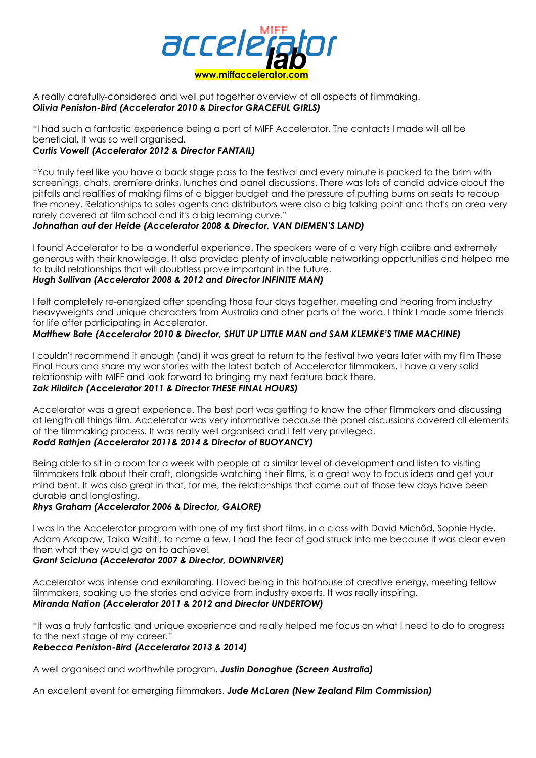MIFF accelerator lab

**www.miffaccelerator.com**

A really carefully-considered and well put together overview of all aspects of filmmaking.
***Olivia Peniston-Bird (Accelerator 2010 & Director GRACEFUL GIRLS)***

"I had such a fantastic experience being a part of MIFF Accelerator. The contacts I made will all be beneficial. It was so well organised.
***Curtis Vowell (Accelerator 2012 & Director FANTAIL)***

"You truly feel like you have a back stage pass to the festival and every minute is packed to the brim with screenings, chats, premiere drinks, lunches and panel discussions. There was lots of candid advice about the pitfalls and realities of making films of a bigger budget and the pressure of putting bums on seats to recoup the money. Relationships to sales agents and distributors were also a big talking point and that's an area very rarely covered at film school and it's a big learning curve."
***Johnathan auf der Heide (Accelerator 2008 & Director, VAN DIEMEN'S LAND)***

I found Accelerator to be a wonderful experience. The speakers were of a very high calibre and extremely generous with their knowledge. It also provided plenty of invaluable networking opportunities and helped me to build relationships that will doubtless prove important in the future.
***Hugh Sullivan (Accelerator 2008 & 2012 and Director INFINITE MAN)***

I felt completely re-energized after spending those four days together, meeting and hearing from industry heavyweights and unique characters from Australia and other parts of the world. I think I made some friends for life after participating in Accelerator.
***Matthew Bate (Accelerator 2010 & Director, SHUT UP LITTLE MAN and SAM KLEMKE'S TIME MACHINE)***

I couldn't recommend it enough (and) it was great to return to the festival two years later with my film These Final Hours and share my war stories with the latest batch of Accelerator filmmakers. I have a very solid relationship with MIFF and look forward to bringing my next feature back there.
***Zak Hilditch (Accelerator 2011 & Director THESE FINAL HOURS)***

Accelerator was a great experience. The best part was getting to know the other filmmakers and discussing at length all things film. Accelerator was very informative because the panel discussions covered all elements of the filmmaking process. It was really well organised and I felt very privileged.
***Rodd Rathjen (Accelerator 2011& 2014 & Director of BUOYANCY)***

Being able to sit in a room for a week with people at a similar level of development and listen to visiting filmmakers talk about their craft, alongside watching their films, is a great way to focus ideas and get your mind bent. It was also great in that, for me, the relationships that came out of those few days have been durable and longlasting.
***Rhys Graham (Accelerator 2006 & Director, GALORE)***

I was in the Accelerator program with one of my first short films, in a class with David Michôd, Sophie Hyde, Adam Arkapaw, Taika Waititi, to name a few. I had the fear of god struck into me because it was clear even then what they would go on to achieve!
***Grant Scicluna (Accelerator 2007 & Director, DOWNRIVER)***

Accelerator was intense and exhilarating. I loved being in this hothouse of creative energy, meeting fellow filmmakers, soaking up the stories and advice from industry experts. It was really inspiring.
***Miranda Nation (Accelerator 2011 & 2012 and Director UNDERTOW)***

"It was a truly fantastic and unique experience and really helped me focus on what I need to do to progress to the next stage of my career."
***Rebecca Peniston-Bird (Accelerator 2013 & 2014)***

A well organised and worthwhile program. ***Justin Donoghue (Screen Australia)***

An excellent event for emerging filmmakers. ***Jude McLaren (New Zealand Film Commission)***